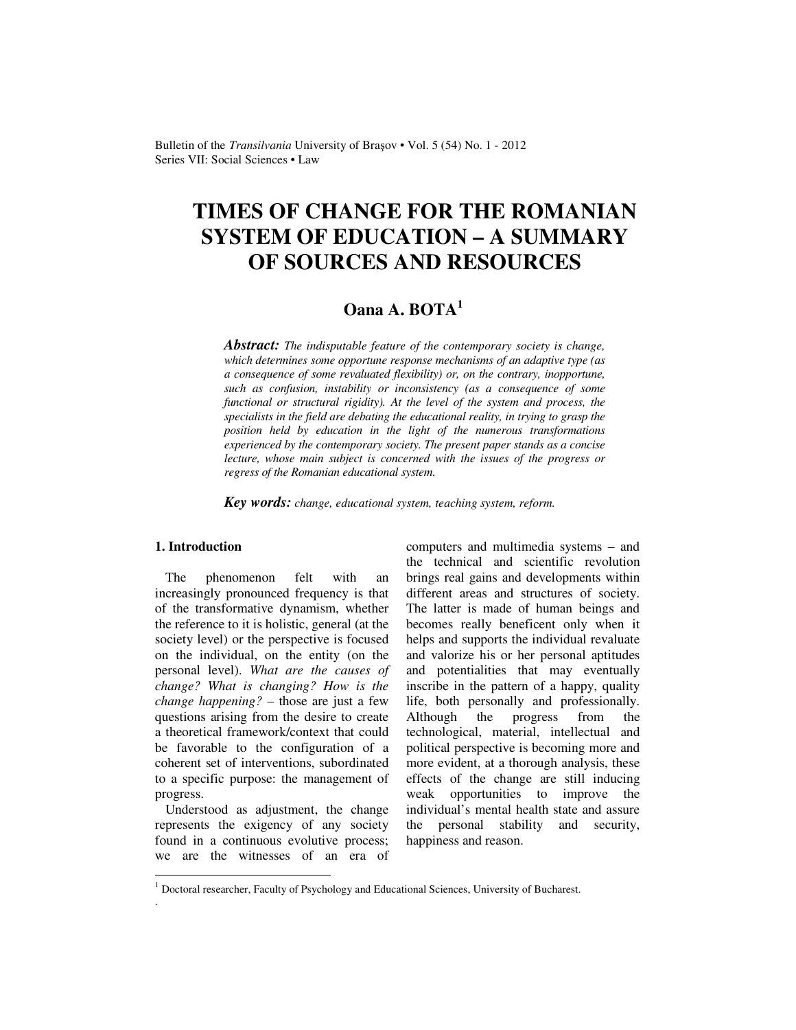# TIMES OF CHANGE FOR THE ROMANIAN SYSTEM OF EDUCATION – A SUMMARY OF SOURCES AND RESOURCES

**Oana A. BOTA**[1]

***Abstract:*** *The indisputable feature of the contemporary society is change, which determines some opportune response mechanisms of an adaptive type (as a consequence of some revaluated flexibility) or, on the contrary, inopportune, such as confusion, instability or inconsistency (as a consequence of some functional or structural rigidity). At the level of the system and process, the specialists in the field are debating the educational reality, in trying to grasp the position held by education in the light of the numerous transformations experienced by the contemporary society. The present paper stands as a concise lecture, whose main subject is concerned with the issues of the progress or regress of the Romanian educational system.*

***Key words:*** *change, educational system, teaching system, reform.*

## 1. Introduction

The phenomenon felt with an increasingly pronounced frequency is that of the transformative dynamism, whether the reference to it is holistic, general (at the society level) or the perspective is focused on the individual, on the entity (on the personal level). *What are the causes of change? What is changing? How is the change happening?* – those are just a few questions arising from the desire to create a theoretical framework/context that could be favorable to the configuration of a coherent set of interventions, subordinated to a specific purpose: the management of progress.

Understood as adjustment, the change represents the exigency of any society found in a continuous evolutive process; we are the witnesses of an era of computers and multimedia systems – and the technical and scientific revolution brings real gains and developments within different areas and structures of society. The latter is made of human beings and becomes really beneficent only when it helps and supports the individual revaluate and valorize his or her personal aptitudes and potentialities that may eventually inscribe in the pattern of a happy, quality life, both personally and professionally. Although the progress from the technological, material, intellectual and political perspective is becoming more and more evident, at a thorough analysis, these effects of the change are still inducing weak opportunities to improve the individual's mental health state and assure the personal stability and security, happiness and reason.

---

[1] Doctoral researcher, Faculty of Psychology and Educational Sciences, University of Bucharest.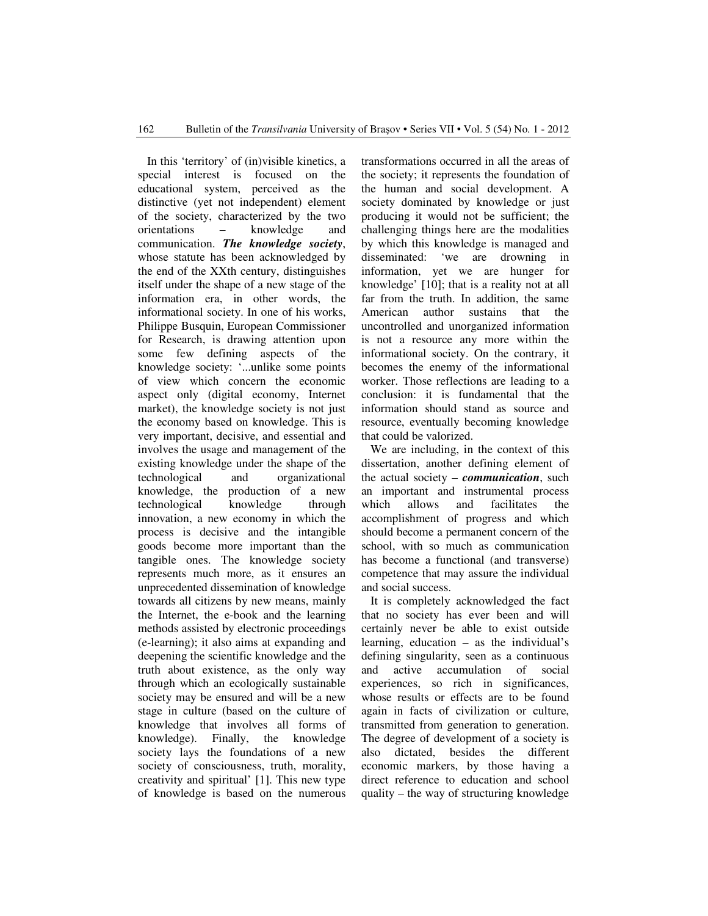In this 'territory' of (in)visible kinetics, a special interest is focused on the educational system, perceived as the distinctive (yet not independent) element of the society, characterized by the two orientations – knowledge and communication. ***The knowledge society***, whose statute has been acknowledged by the end of the XXth century, distinguishes itself under the shape of a new stage of the information era, in other words, the informational society. In one of his works, Philippe Busquin, European Commissioner for Research, is drawing attention upon some few defining aspects of the knowledge society: '...unlike some points of view which concern the economic aspect only (digital economy, Internet market), the knowledge society is not just the economy based on knowledge. This is very important, decisive, and essential and involves the usage and management of the existing knowledge under the shape of the technological and organizational knowledge, the production of a new technological knowledge through innovation, a new economy in which the process is decisive and the intangible goods become more important than the tangible ones. The knowledge society represents much more, as it ensures an unprecedented dissemination of knowledge towards all citizens by new means, mainly the Internet, the e-book and the learning methods assisted by electronic proceedings (e-learning); it also aims at expanding and deepening the scientific knowledge and the truth about existence, as the only way through which an ecologically sustainable society may be ensured and will be a new stage in culture (based on the culture of knowledge that involves all forms of knowledge). Finally, the knowledge society lays the foundations of a new society of consciousness, truth, morality, creativity and spiritual' [1]. This new type of knowledge is based on the numerous transformations occurred in all the areas of the society; it represents the foundation of the human and social development. A society dominated by knowledge or just producing it would not be sufficient; the challenging things here are the modalities by which this knowledge is managed and disseminated: 'we are drowning in information, yet we are hunger for knowledge' [10]; that is a reality not at all far from the truth. In addition, the same American author sustains that the uncontrolled and unorganized information is not a resource any more within the informational society. On the contrary, it becomes the enemy of the informational worker. Those reflections are leading to a conclusion: it is fundamental that the information should stand as source and resource, eventually becoming knowledge that could be valorized.

We are including, in the context of this dissertation, another defining element of the actual society – ***communication***, such an important and instrumental process which allows and facilitates the accomplishment of progress and which should become a permanent concern of the school, with so much as communication has become a functional (and transverse) competence that may assure the individual and social success.

It is completely acknowledged the fact that no society has ever been and will certainly never be able to exist outside learning, education – as the individual's defining singularity, seen as a continuous and active accumulation of social experiences, so rich in significances, whose results or effects are to be found again in facts of civilization or culture, transmitted from generation to generation. The degree of development of a society is also dictated, besides the different economic markers, by those having a direct reference to education and school quality – the way of structuring knowledge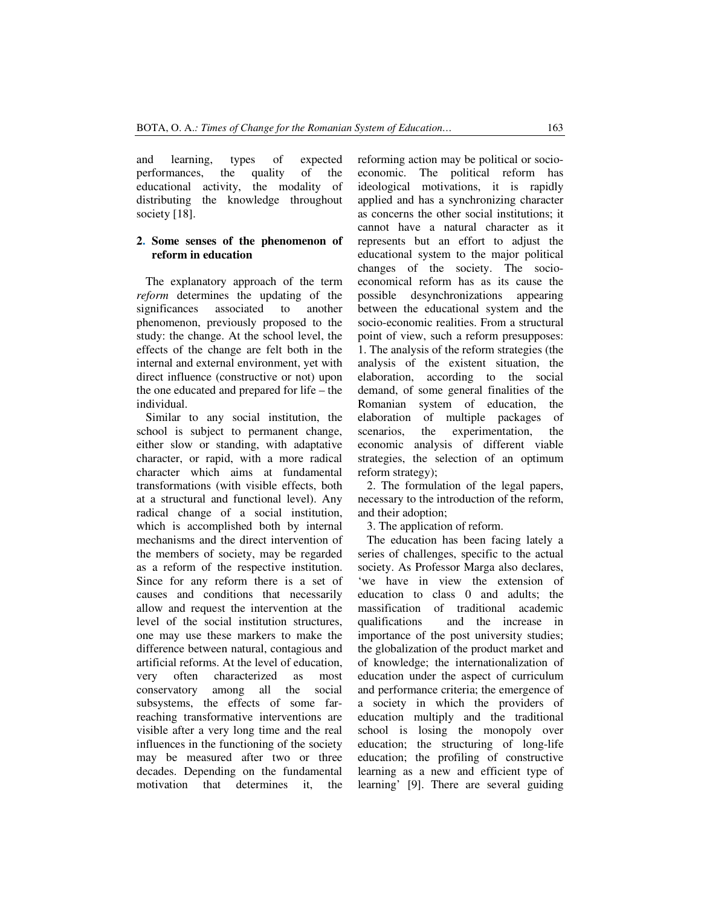and learning, types of expected performances, the quality of the educational activity, the modality of distributing the knowledge throughout society [18].

## 2. Some senses of the phenomenon of reform in education

The explanatory approach of the term *reform* determines the updating of the significances associated to another phenomenon, previously proposed to the study: the change. At the school level, the effects of the change are felt both in the internal and external environment, yet with direct influence (constructive or not) upon the one educated and prepared for life – the individual.

Similar to any social institution, the school is subject to permanent change, either slow or standing, with adaptative character, or rapid, with a more radical character which aims at fundamental transformations (with visible effects, both at a structural and functional level). Any radical change of a social institution, which is accomplished both by internal mechanisms and the direct intervention of the members of society, may be regarded as a reform of the respective institution. Since for any reform there is a set of causes and conditions that necessarily allow and request the intervention at the level of the social institution structures, one may use these markers to make the difference between natural, contagious and artificial reforms. At the level of education, very often characterized as most conservatory among all the social subsystems, the effects of some far-reaching transformative interventions are visible after a very long time and the real influences in the functioning of the society may be measured after two or three decades. Depending on the fundamental motivation that determines it, the reforming action may be political or socio-economic. The political reform has ideological motivations, it is rapidly applied and has a synchronizing character as concerns the other social institutions; it cannot have a natural character as it represents but an effort to adjust the educational system to the major political changes of the society. The socio-economical reform has as its cause the possible desynchronizations appearing between the educational system and the socio-economic realities. From a structural point of view, such a reform presupposes:

1. The analysis of the reform strategies (the analysis of the existent situation, the elaboration, according to the social demand, of some general finalities of the Romanian system of education, the elaboration of multiple packages of scenarios, the experimentation, the economic analysis of different viable strategies, the selection of an optimum reform strategy);
2. The formulation of the legal papers, necessary to the introduction of the reform, and their adoption;
3. The application of reform.

The education has been facing lately a series of challenges, specific to the actual society. As Professor Marga also declares, 'we have in view the extension of education to class 0 and adults; the massification of traditional academic qualifications and the increase in importance of the post university studies; the globalization of the product market and of knowledge; the internationalization of education under the aspect of curriculum and performance criteria; the emergence of a society in which the providers of education multiply and the traditional school is losing the monopoly over education; the structuring of long-life education; the profiling of constructive learning as a new and efficient type of learning' [9]. There are several guiding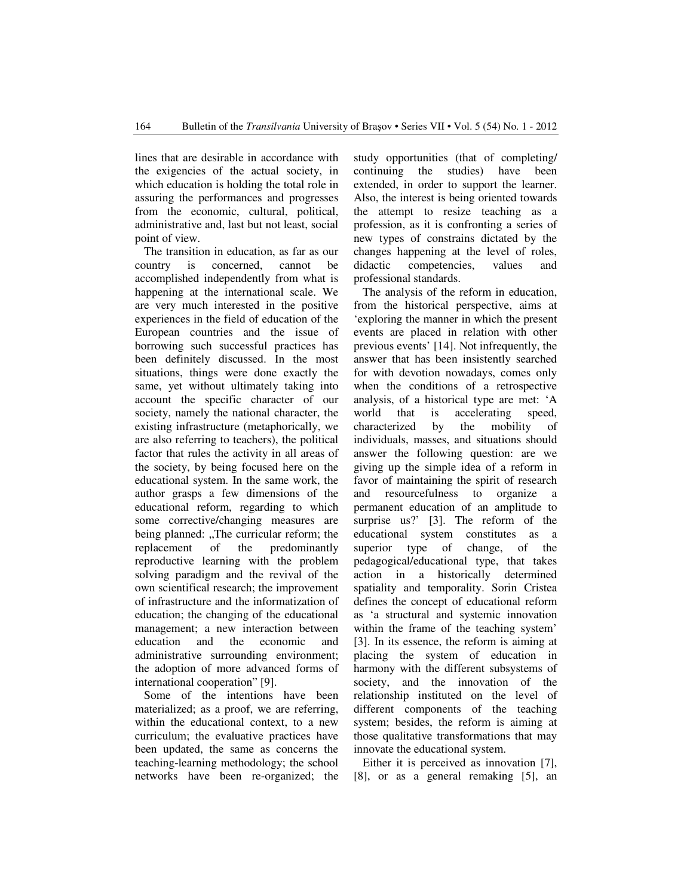lines that are desirable in accordance with the exigencies of the actual society, in which education is holding the total role in assuring the performances and progresses from the economic, cultural, political, administrative and, last but not least, social point of view.

The transition in education, as far as our country is concerned, cannot be accomplished independently from what is happening at the international scale. We are very much interested in the positive experiences in the field of education of the European countries and the issue of borrowing such successful practices has been definitely discussed. In the most situations, things were done exactly the same, yet without ultimately taking into account the specific character of our society, namely the national character, the existing infrastructure (metaphorically, we are also referring to teachers), the political factor that rules the activity in all areas of the society, by being focused here on the educational system. In the same work, the author grasps a few dimensions of the educational reform, regarding to which some corrective/changing measures are being planned: „The curricular reform; the replacement of the predominantly reproductive learning with the problem solving paradigm and the revival of the own scientifical research; the improvement of infrastructure and the informatization of education; the changing of the educational management; a new interaction between education and the economic and administrative surrounding environment; the adoption of more advanced forms of international cooperation" [9].

Some of the intentions have been materialized; as a proof, we are referring, within the educational context, to a new curriculum; the evaluative practices have been updated, the same as concerns the teaching-learning methodology; the school networks have been re-organized; the study opportunities (that of completing/ continuing the studies) have been extended, in order to support the learner. Also, the interest is being oriented towards the attempt to resize teaching as a profession, as it is confronting a series of new types of constrains dictated by the changes happening at the level of roles, didactic competencies, values and professional standards.

The analysis of the reform in education, from the historical perspective, aims at 'exploring the manner in which the present events are placed in relation with other previous events' [14]. Not infrequently, the answer that has been insistently searched for with devotion nowadays, comes only when the conditions of a retrospective analysis, of a historical type are met: 'A world that is accelerating speed, characterized by the mobility of individuals, masses, and situations should answer the following question: are we giving up the simple idea of a reform in favor of maintaining the spirit of research and resourcefulness to organize a permanent education of an amplitude to surprise us?' [3]. The reform of the educational system constitutes as a superior type of change, of the pedagogical/educational type, that takes action in a historically determined spatiality and temporality. Sorin Cristea defines the concept of educational reform as 'a structural and systemic innovation within the frame of the teaching system' [3]. In its essence, the reform is aiming at placing the system of education in harmony with the different subsystems of society, and the innovation of the relationship instituted on the level of different components of the teaching system; besides, the reform is aiming at those qualitative transformations that may innovate the educational system.

Either it is perceived as innovation [7], [8], or as a general remaking [5], an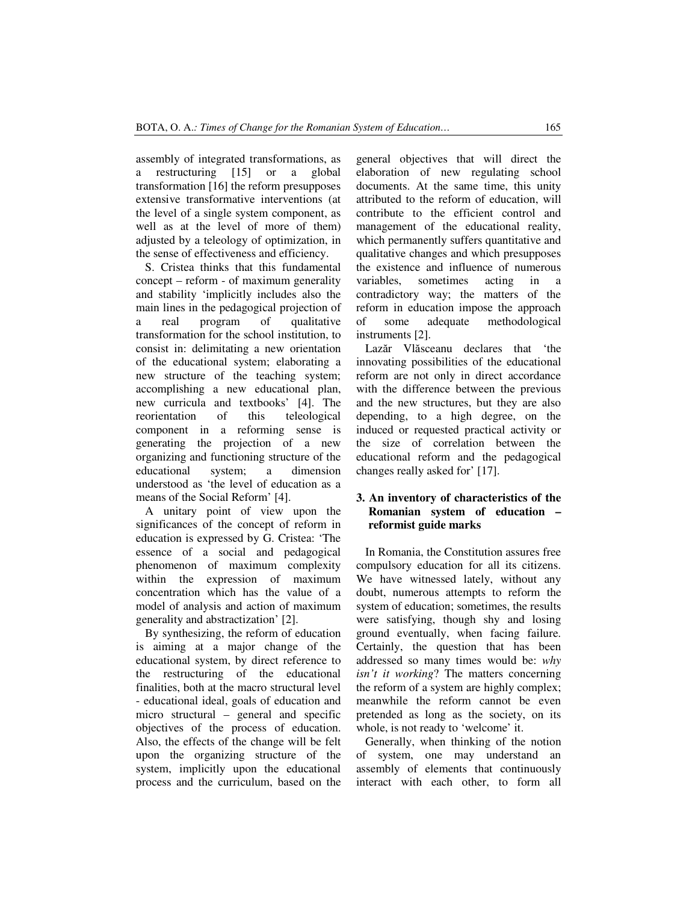assembly of integrated transformations, as a restructuring [15] or a global transformation [16] the reform presupposes extensive transformative interventions (at the level of a single system component, as well as at the level of more of them) adjusted by a teleology of optimization, in the sense of effectiveness and efficiency.

S. Cristea thinks that this fundamental concept – reform - of maximum generality and stability 'implicitly includes also the main lines in the pedagogical projection of a real program of qualitative transformation for the school institution, to consist in: delimitating a new orientation of the educational system; elaborating a new structure of the teaching system; accomplishing a new educational plan, new curricula and textbooks' [4]. The reorientation of this teleological component in a reforming sense is generating the projection of a new organizing and functioning structure of the educational system; a dimension understood as 'the level of education as a means of the Social Reform' [4].

A unitary point of view upon the significances of the concept of reform in education is expressed by G. Cristea: 'The essence of a social and pedagogical phenomenon of maximum complexity within the expression of maximum concentration which has the value of a model of analysis and action of maximum generality and abstractization' [2].

By synthesizing, the reform of education is aiming at a major change of the educational system, by direct reference to the restructuring of the educational finalities, both at the macro structural level - educational ideal, goals of education and micro structural – general and specific objectives of the process of education. Also, the effects of the change will be felt upon the organizing structure of the system, implicitly upon the educational process and the curriculum, based on the general objectives that will direct the elaboration of new regulating school documents. At the same time, this unity attributed to the reform of education, will contribute to the efficient control and management of the educational reality, which permanently suffers quantitative and qualitative changes and which presupposes the existence and influence of numerous variables, sometimes acting in a contradictory way; the matters of the reform in education impose the approach of some adequate methodological instruments [2].

Lazăr Vlăsceanu declares that 'the innovating possibilities of the educational reform are not only in direct accordance with the difference between the previous and the new structures, but they are also depending, to a high degree, on the induced or requested practical activity or the size of correlation between the educational reform and the pedagogical changes really asked for' [17].

## 3. An inventory of characteristics of the Romanian system of education – reformist guide marks

In Romania, the Constitution assures free compulsory education for all its citizens. We have witnessed lately, without any doubt, numerous attempts to reform the system of education; sometimes, the results were satisfying, though shy and losing ground eventually, when facing failure. Certainly, the question that has been addressed so many times would be: *why isn't it working*? The matters concerning the reform of a system are highly complex; meanwhile the reform cannot be even pretended as long as the society, on its whole, is not ready to 'welcome' it.

Generally, when thinking of the notion of system, one may understand an assembly of elements that continuously interact with each other, to form all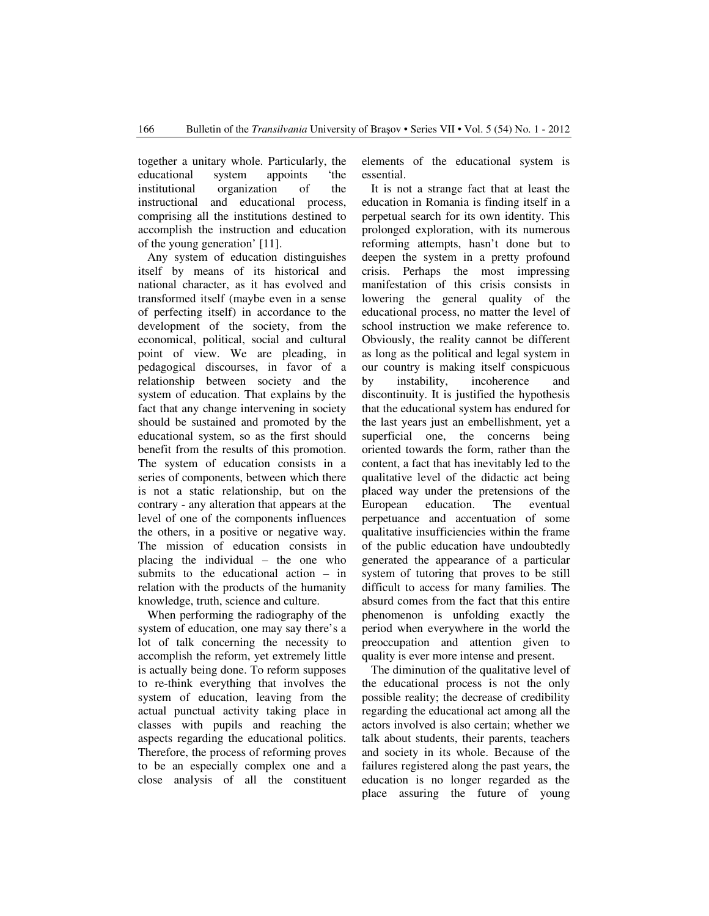together a unitary whole. Particularly, the educational system appoints 'the institutional organization of the instructional and educational process, comprising all the institutions destined to accomplish the instruction and education of the young generation' [11].

Any system of education distinguishes itself by means of its historical and national character, as it has evolved and transformed itself (maybe even in a sense of perfecting itself) in accordance to the development of the society, from the economical, political, social and cultural point of view. We are pleading, in pedagogical discourses, in favor of a relationship between society and the system of education. That explains by the fact that any change intervening in society should be sustained and promoted by the educational system, so as the first should benefit from the results of this promotion. The system of education consists in a series of components, between which there is not a static relationship, but on the contrary - any alteration that appears at the level of one of the components influences the others, in a positive or negative way. The mission of education consists in placing the individual – the one who submits to the educational action – in relation with the products of the humanity knowledge, truth, science and culture.

When performing the radiography of the system of education, one may say there's a lot of talk concerning the necessity to accomplish the reform, yet extremely little is actually being done. To reform supposes to re-think everything that involves the system of education, leaving from the actual punctual activity taking place in classes with pupils and reaching the aspects regarding the educational politics. Therefore, the process of reforming proves to be an especially complex one and a close analysis of all the constituent elements of the educational system is essential.

It is not a strange fact that at least the education in Romania is finding itself in a perpetual search for its own identity. This prolonged exploration, with its numerous reforming attempts, hasn't done but to deepen the system in a pretty profound crisis. Perhaps the most impressing manifestation of this crisis consists in lowering the general quality of the educational process, no matter the level of school instruction we make reference to. Obviously, the reality cannot be different as long as the political and legal system in our country is making itself conspicuous by instability, incoherence and discontinuity. It is justified the hypothesis that the educational system has endured for the last years just an embellishment, yet a superficial one, the concerns being oriented towards the form, rather than the content, a fact that has inevitably led to the qualitative level of the didactic act being placed way under the pretensions of the European education. The eventual perpetuance and accentuation of some qualitative insufficiencies within the frame of the public education have undoubtedly generated the appearance of a particular system of tutoring that proves to be still difficult to access for many families. The absurd comes from the fact that this entire phenomenon is unfolding exactly the period when everywhere in the world the preoccupation and attention given to quality is ever more intense and present.

The diminution of the qualitative level of the educational process is not the only possible reality; the decrease of credibility regarding the educational act among all the actors involved is also certain; whether we talk about students, their parents, teachers and society in its whole. Because of the failures registered along the past years, the education is no longer regarded as the place assuring the future of young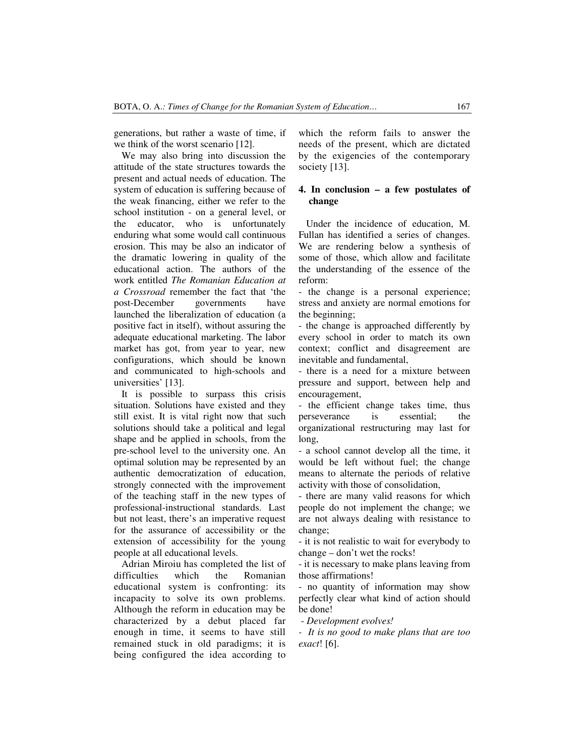generations, but rather a waste of time, if we think of the worst scenario [12].

We may also bring into discussion the attitude of the state structures towards the present and actual needs of education. The system of education is suffering because of the weak financing, either we refer to the school institution - on a general level, or the educator, who is unfortunately enduring what some would call continuous erosion. This may be also an indicator of the dramatic lowering in quality of the educational action. The authors of the work entitled *The Romanian Education at a Crossroad* remember the fact that 'the post-December governments have launched the liberalization of education (a positive fact in itself), without assuring the adequate educational marketing. The labor market has got, from year to year, new configurations, which should be known and communicated to high-schools and universities' [13].

It is possible to surpass this crisis situation. Solutions have existed and they still exist. It is vital right now that such solutions should take a political and legal shape and be applied in schools, from the pre-school level to the university one. An optimal solution may be represented by an authentic democratization of education, strongly connected with the improvement of the teaching staff in the new types of professional-instructional standards. Last but not least, there's an imperative request for the assurance of accessibility or the extension of accessibility for the young people at all educational levels.

Adrian Miroiu has completed the list of difficulties which the Romanian educational system is confronting: its incapacity to solve its own problems. Although the reform in education may be characterized by a debut placed far enough in time, it seems to have still remained stuck in old paradigms; it is being configured the idea according to which the reform fails to answer the needs of the present, which are dictated by the exigencies of the contemporary society [13].

## 4. In conclusion – a few postulates of change

Under the incidence of education, M. Fullan has identified a series of changes. We are rendering below a synthesis of some of those, which allow and facilitate the understanding of the essence of the reform:

- the change is a personal experience; stress and anxiety are normal emotions for the beginning;
- the change is approached differently by every school in order to match its own context; conflict and disagreement are inevitable and fundamental,
- there is a need for a mixture between pressure and support, between help and encouragement,
- the efficient change takes time, thus perseverance is essential; the organizational restructuring may last for long,
- a school cannot develop all the time, it would be left without fuel; the change means to alternate the periods of relative activity with those of consolidation,
- there are many valid reasons for which people do not implement the change; we are not always dealing with resistance to change;
- it is not realistic to wait for everybody to change – don't wet the rocks!
- it is necessary to make plans leaving from those affirmations!
- no quantity of information may show perfectly clear what kind of action should be done!
- *Development evolves!*
- *It is no good to make plans that are too exact*! [6].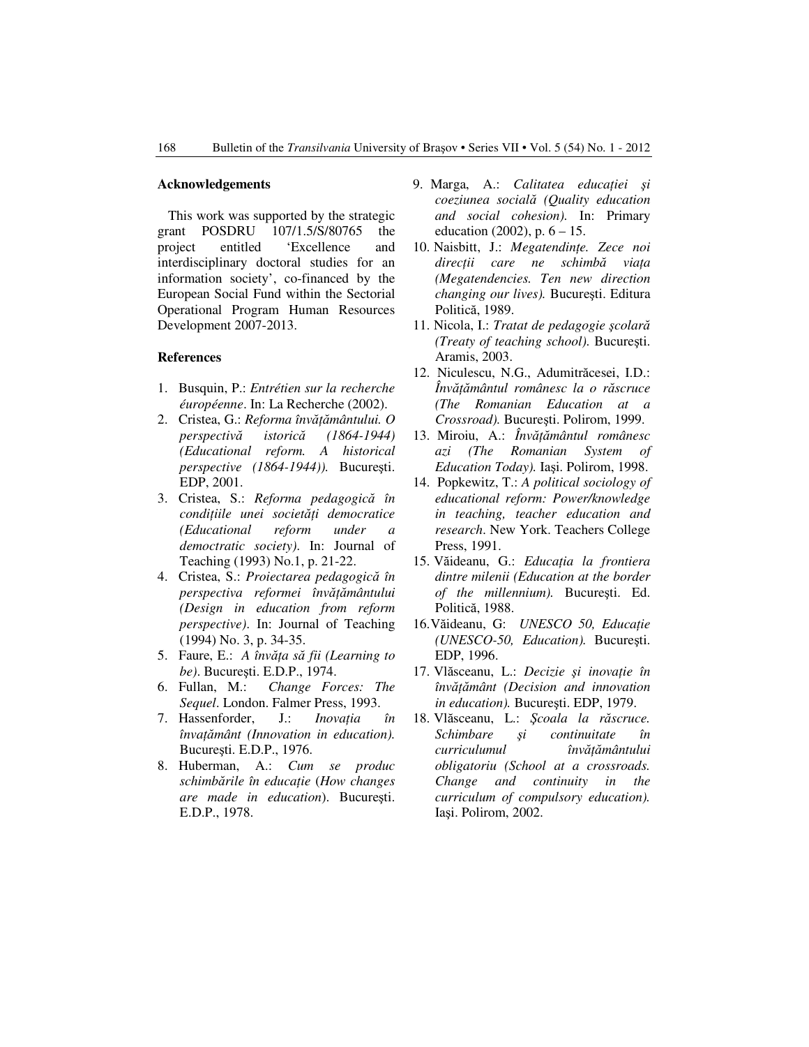### Acknowledgements

This work was supported by the strategic grant POSDRU 107/1.5/S/80765 the project entitled 'Excellence and interdisciplinary doctoral studies for an information society', co-financed by the European Social Fund within the Sectorial Operational Program Human Resources Development 2007-2013.

### References

1. Busquin, P.: *Entrétien sur la recherche éuropéenne*. In: La Recherche (2002).
2. Cristea, G.: *Reforma învățământului. O perspectivă istorică (1864-1944) (Educational reform. A historical perspective (1864-1944)).* Bucureşti. EDP, 2001.
3. Cristea, S.: *Reforma pedagogică în condițiile unei societăți democratice (Educational reform under a democtratic society)*. In: Journal of Teaching (1993) No.1, p. 21-22.
4. Cristea, S.: *Proiectarea pedagogică în perspectiva reformei învățământului (Design in education from reform perspective)*. In: Journal of Teaching (1994) No. 3, p. 34-35.
5. Faure, E.: *A învăța să fii (Learning to be)*. Bucureşti. E.D.P., 1974.
6. Fullan, M.: *Change Forces: The Sequel*. London. Falmer Press, 1993.
7. Hassenforder, J.: *Inovația în invațământ (Innovation in education).* Bucureşti. E.D.P., 1976.
8. Huberman, A.: *Cum se produc schimbările în educație* (*How changes are made in education*). Bucureşti. E.D.P., 1978.
9. Marga, A.: *Calitatea educației şi coeziunea socială (Quality education and social cohesion).* In: Primary education (2002), p. 6 – 15.
10. Naisbitt, J.: *Megatendințe. Zece noi direcții care ne schimbă viața (Megatendencies. Ten new direction changing our lives).* Bucureşti. Editura Politică, 1989.
11. Nicola, I.: *Tratat de pedagogie şcolară (Treaty of teaching school).* Bucureşti. Aramis, 2003.
12. Niculescu, N.G., Adumitrăcesei, I.D.: *Învățământul românesc la o răscruce (The Romanian Education at a Crossroad).* Bucureşti. Polirom, 1999.
13. Miroiu, A.: *Învățământul românesc azi (The Romanian System of Education Today).* Iaşi. Polirom, 1998.
14. Popkewitz, T.: *A political sociology of educational reform: Power/knowledge in teaching, teacher education and research*. New York. Teachers College Press, 1991.
15. Văideanu, G.: *Educația la frontiera dintre milenii (Education at the border of the millennium).* Bucureşti. Ed. Politică, 1988.
16. Văideanu, G: *UNESCO 50, Educație (UNESCO-50, Education).* Bucureşti. EDP, 1996.
17. Vlăsceanu, L.: *Decizie şi inovație în învățământ (Decision and innovation in education).* Bucureşti. EDP, 1979.
18. Vlăsceanu, L.: *Şcoala la răscruce. Schimbare şi continuitate în curriculumul învățământului obligatoriu (School at a crossroads. Change and continuity in the curriculum of compulsory education).* Iaşi. Polirom, 2002.